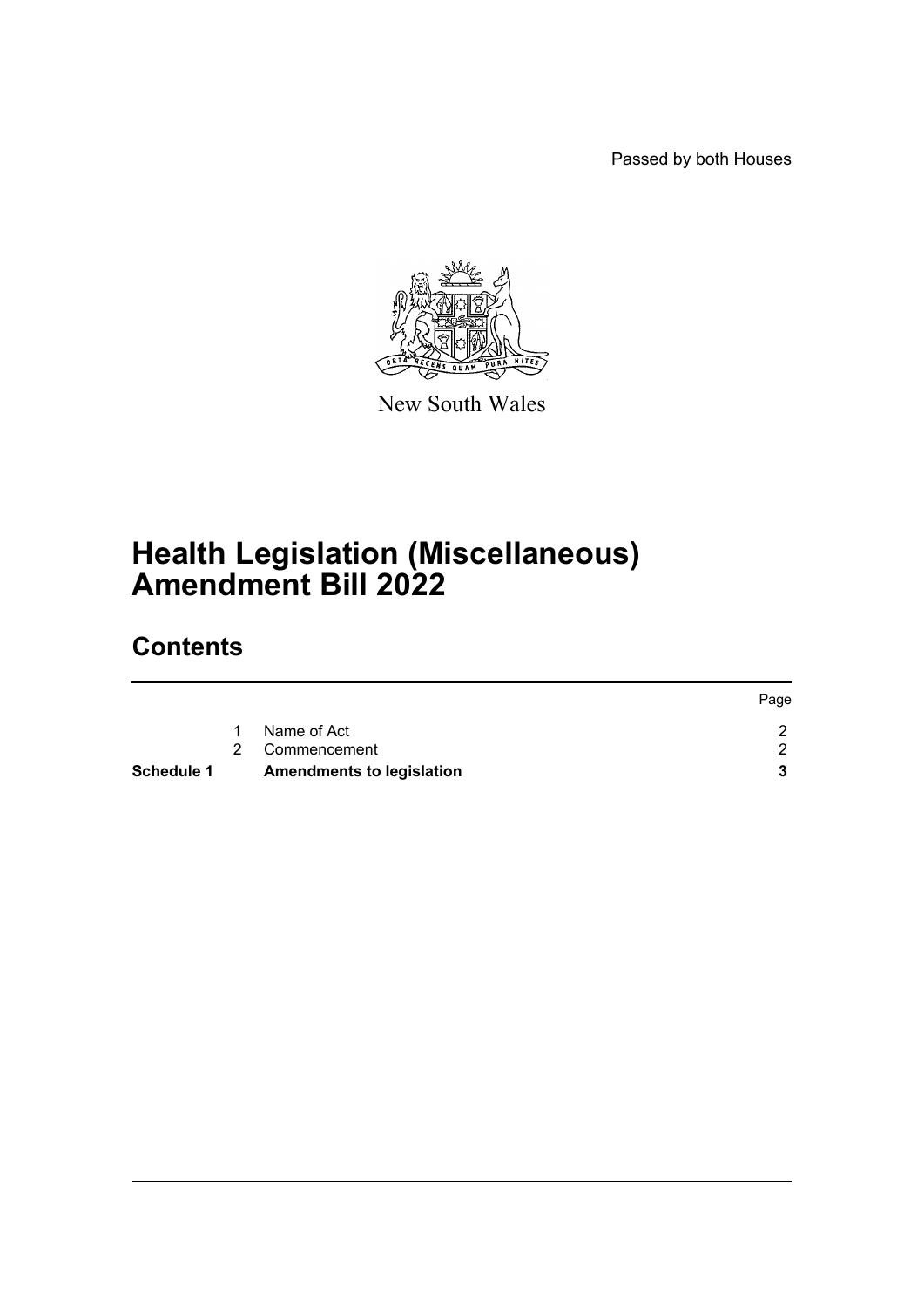Passed by both Houses

New South Wales

# Health Legislation (Miscellaneous) Amendment Bill 2022

## Contents

| | | | Page |
|---|---|---|---|
| | 1 | Name of Act | 2 |
| | 2 | Commencement | 2 |
| **Schedule 1** | | **Amendments to legislation** | **3** |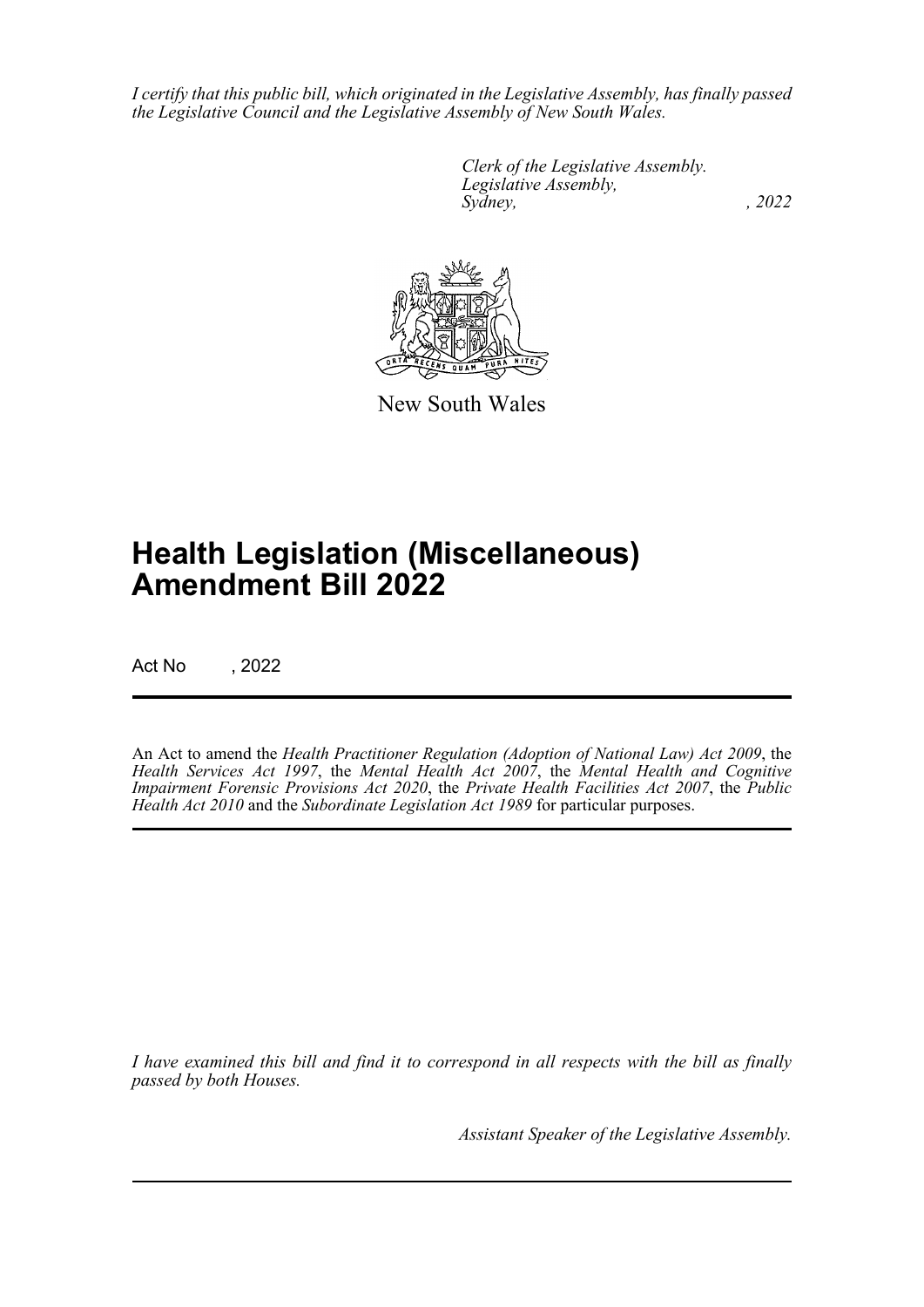*I certify that this public bill, which originated in the Legislative Assembly, has finally passed the Legislative Council and the Legislative Assembly of New South Wales.*

*Clerk of the Legislative Assembly.*
*Legislative Assembly,*
*Sydney, , 2022*

New South Wales

# Health Legislation (Miscellaneous) Amendment Bill 2022

Act No , 2022

An Act to amend the *Health Practitioner Regulation (Adoption of National Law) Act 2009*, the *Health Services Act 1997*, the *Mental Health Act 2007*, the *Mental Health and Cognitive Impairment Forensic Provisions Act 2020*, the *Private Health Facilities Act 2007*, the *Public Health Act 2010* and the *Subordinate Legislation Act 1989* for particular purposes.

*I have examined this bill and find it to correspond in all respects with the bill as finally passed by both Houses.*

*Assistant Speaker of the Legislative Assembly.*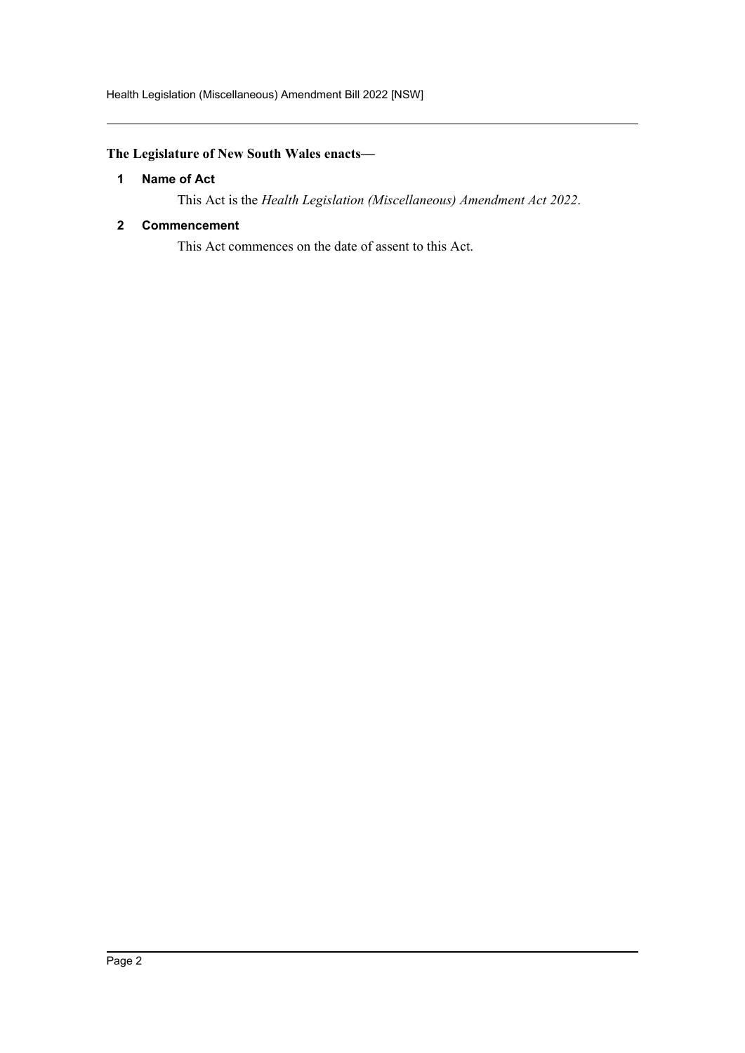**The Legislature of New South Wales enacts—**

### 1 Name of Act

This Act is the *Health Legislation (Miscellaneous) Amendment Act 2022*.

### 2 Commencement

This Act commences on the date of assent to this Act.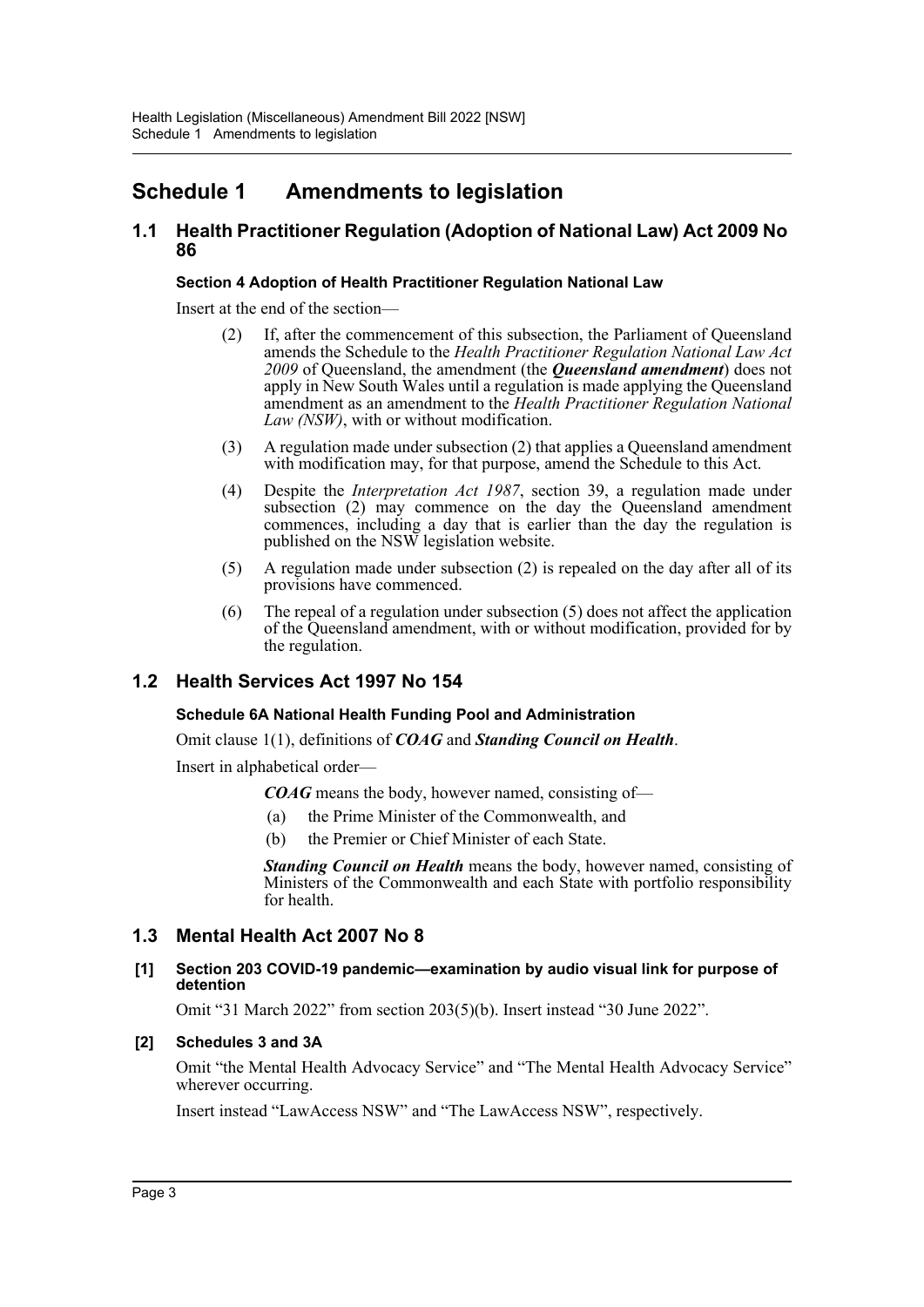# Schedule 1 Amendments to legislation

## 1.1 Health Practitioner Regulation (Adoption of National Law) Act 2009 No 86

#### Section 4 Adoption of Health Practitioner Regulation National Law

Insert at the end of the section—

(2) If, after the commencement of this subsection, the Parliament of Queensland amends the Schedule to the *Health Practitioner Regulation National Law Act 2009* of Queensland, the amendment (the ***Queensland amendment***) does not apply in New South Wales until a regulation is made applying the Queensland amendment as an amendment to the *Health Practitioner Regulation National Law (NSW)*, with or without modification.

(3) A regulation made under subsection (2) that applies a Queensland amendment with modification may, for that purpose, amend the Schedule to this Act.

(4) Despite the *Interpretation Act 1987*, section 39, a regulation made under subsection (2) may commence on the day the Queensland amendment commences, including a day that is earlier than the day the regulation is published on the NSW legislation website.

(5) A regulation made under subsection (2) is repealed on the day after all of its provisions have commenced.

(6) The repeal of a regulation under subsection (5) does not affect the application of the Queensland amendment, with or without modification, provided for by the regulation.

## 1.2 Health Services Act 1997 No 154

#### Schedule 6A National Health Funding Pool and Administration

Omit clause 1(1), definitions of ***COAG*** and ***Standing Council on Health***.

Insert in alphabetical order—

***COAG*** means the body, however named, consisting of—

(a) the Prime Minister of the Commonwealth, and

(b) the Premier or Chief Minister of each State.

***Standing Council on Health*** means the body, however named, consisting of Ministers of the Commonwealth and each State with portfolio responsibility for health.

## 1.3 Mental Health Act 2007 No 8

#### [1] Section 203 COVID-19 pandemic—examination by audio visual link for purpose of detention

Omit "31 March 2022" from section 203(5)(b). Insert instead "30 June 2022".

#### [2] Schedules 3 and 3A

Omit "the Mental Health Advocacy Service" and "The Mental Health Advocacy Service" wherever occurring.

Insert instead "LawAccess NSW" and "The LawAccess NSW", respectively.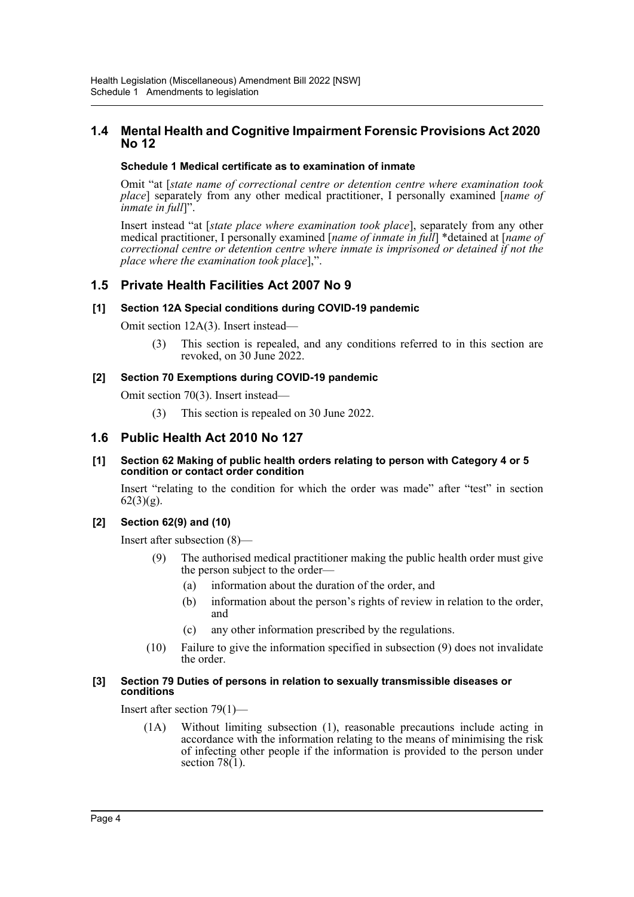## 1.4 Mental Health and Cognitive Impairment Forensic Provisions Act 2020 No 12

**Schedule 1 Medical certificate as to examination of inmate**

Omit "at [*state name of correctional centre or detention centre where examination took place*] separately from any other medical practitioner, I personally examined [*name of inmate in full*]".

Insert instead "at [*state place where examination took place*], separately from any other medical practitioner, I personally examined [*name of inmate in full*] *detained at [*name of correctional centre or detention centre where inmate is imprisoned or detained if not the place where the examination took place*],".

## 1.5 Private Health Facilities Act 2007 No 9

**[1] Section 12A Special conditions during COVID-19 pandemic**

Omit section 12A(3). Insert instead—

(3) This section is repealed, and any conditions referred to in this section are revoked, on 30 June 2022.

**[2] Section 70 Exemptions during COVID-19 pandemic**

Omit section 70(3). Insert instead—

(3) This section is repealed on 30 June 2022.

## 1.6 Public Health Act 2010 No 127

**[1] Section 62 Making of public health orders relating to person with Category 4 or 5 condition or contact order condition**

Insert "relating to the condition for which the order was made" after "test" in section 62(3)(g).

**[2] Section 62(9) and (10)**

Insert after subsection (8)—

(9) The authorised medical practitioner making the public health order must give the person subject to the order—

(a) information about the duration of the order, and

(b) information about the person's rights of review in relation to the order, and

(c) any other information prescribed by the regulations.

(10) Failure to give the information specified in subsection (9) does not invalidate the order.

**[3] Section 79 Duties of persons in relation to sexually transmissible diseases or conditions**

Insert after section 79(1)—

(1A) Without limiting subsection (1), reasonable precautions include acting in accordance with the information relating to the means of minimising the risk of infecting other people if the information is provided to the person under section 78(1).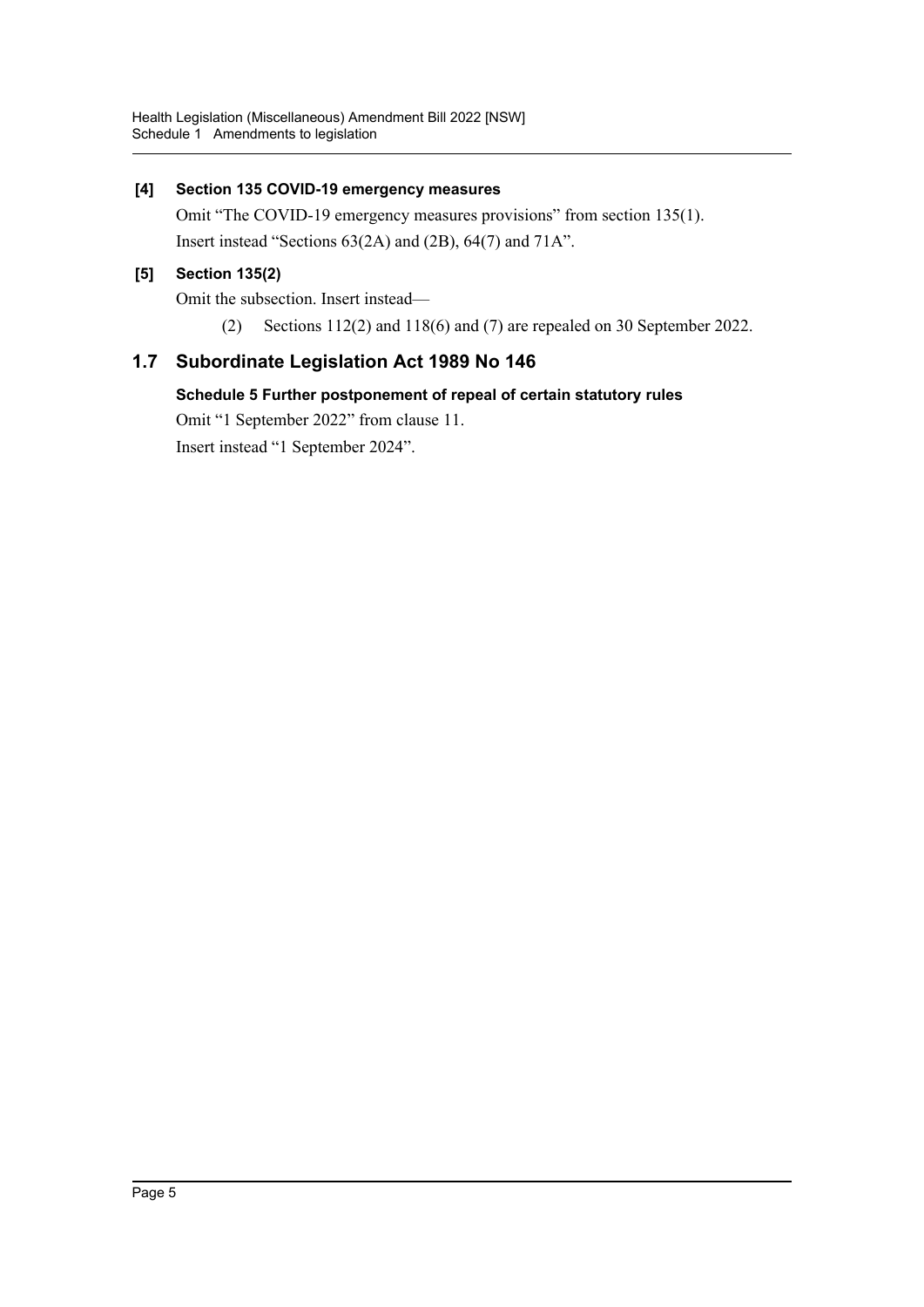**[4] Section 135 COVID-19 emergency measures**

Omit "The COVID-19 emergency measures provisions" from section 135(1).

Insert instead "Sections 63(2A) and (2B), 64(7) and 71A".

**[5] Section 135(2)**

Omit the subsection. Insert instead—

(2) Sections 112(2) and 118(6) and (7) are repealed on 30 September 2022.

## 1.7 Subordinate Legislation Act 1989 No 146

**Schedule 5 Further postponement of repeal of certain statutory rules**

Omit "1 September 2022" from clause 11.

Insert instead "1 September 2024".